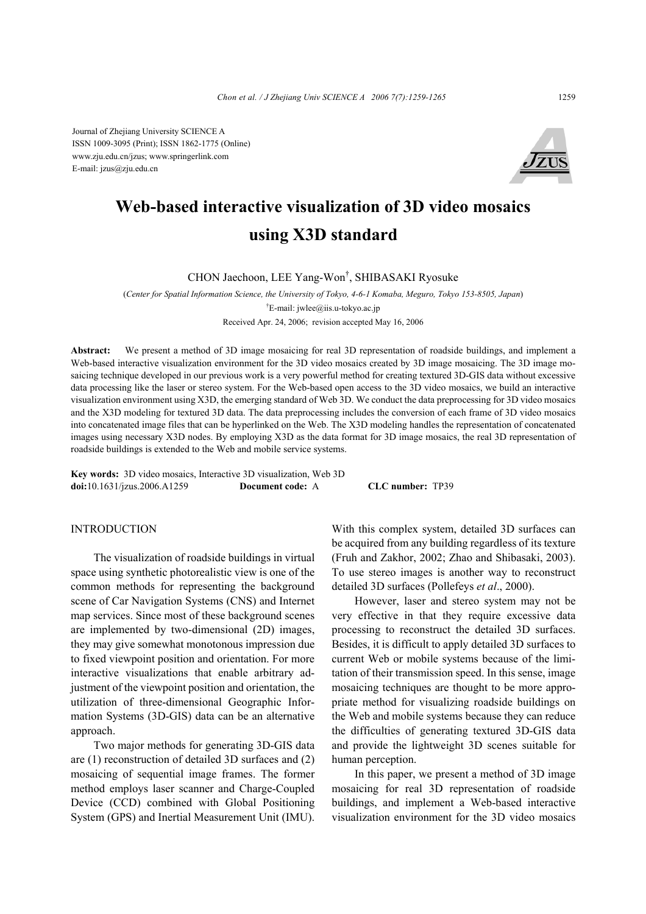Journal of Zhejiang University SCIENCE A
ISSN 1009-3095 (Print); ISSN 1862-1775 (Online)
www.zju.edu.cn/jzus; www.springerlink.com
E-mail: jzus@zju.edu.cn

# Web-based interactive visualization of 3D video mosaics using X3D standard

CHON Jaechoon, LEE Yang-Won[†], SHIBASAKI Ryosuke

(*Center for Spatial Information Science, the University of Tokyo, 4-6-1 Komaba, Meguro, Tokyo 153-8505, Japan*)

[†]E-mail: jwlee@iis.u-tokyo.ac.jp

Received Apr. 24, 2006; revision accepted May 16, 2006

**Abstract:** We present a method of 3D image mosaicing for real 3D representation of roadside buildings, and implement a Web-based interactive visualization environment for the 3D video mosaics created by 3D image mosaicing. The 3D image mosaicing technique developed in our previous work is a very powerful method for creating textured 3D-GIS data without excessive data processing like the laser or stereo system. For the Web-based open access to the 3D video mosaics, we build an interactive visualization environment using X3D, the emerging standard of Web 3D. We conduct the data preprocessing for 3D video mosaics and the X3D modeling for textured 3D data. The data preprocessing includes the conversion of each frame of 3D video mosaics into concatenated image files that can be hyperlinked on the Web. The X3D modeling handles the representation of concatenated images using necessary X3D nodes. By employing X3D as the data format for 3D image mosaics, the real 3D representation of roadside buildings is extended to the Web and mobile service systems.

**Key words:** 3D video mosaics, Interactive 3D visualization, Web 3D
**doi:**10.1631/jzus.2006.A1259 **Document code:** A **CLC number:** TP39

## INTRODUCTION

The visualization of roadside buildings in virtual space using synthetic photorealistic view is one of the common methods for representing the background scene of Car Navigation Systems (CNS) and Internet map services. Since most of these background scenes are implemented by two-dimensional (2D) images, they may give somewhat monotonous impression due to fixed viewpoint position and orientation. For more interactive visualizations that enable arbitrary adjustment of the viewpoint position and orientation, the utilization of three-dimensional Geographic Information Systems (3D-GIS) data can be an alternative approach.

Two major methods for generating 3D-GIS data are (1) reconstruction of detailed 3D surfaces and (2) mosaicing of sequential image frames. The former method employs laser scanner and Charge-Coupled Device (CCD) combined with Global Positioning System (GPS) and Inertial Measurement Unit (IMU). With this complex system, detailed 3D surfaces can be acquired from any building regardless of its texture (Fruh and Zakhor, 2002; Zhao and Shibasaki, 2003). To use stereo images is another way to reconstruct detailed 3D surfaces (Pollefeys *et al*., 2000).

However, laser and stereo system may not be very effective in that they require excessive data processing to reconstruct the detailed 3D surfaces. Besides, it is difficult to apply detailed 3D surfaces to current Web or mobile systems because of the limitation of their transmission speed. In this sense, image mosaicing techniques are thought to be more appropriate method for visualizing roadside buildings on the Web and mobile systems because they can reduce the difficulties of generating textured 3D-GIS data and provide the lightweight 3D scenes suitable for human perception.

In this paper, we present a method of 3D image mosaicing for real 3D representation of roadside buildings, and implement a Web-based interactive visualization environment for the 3D video mosaics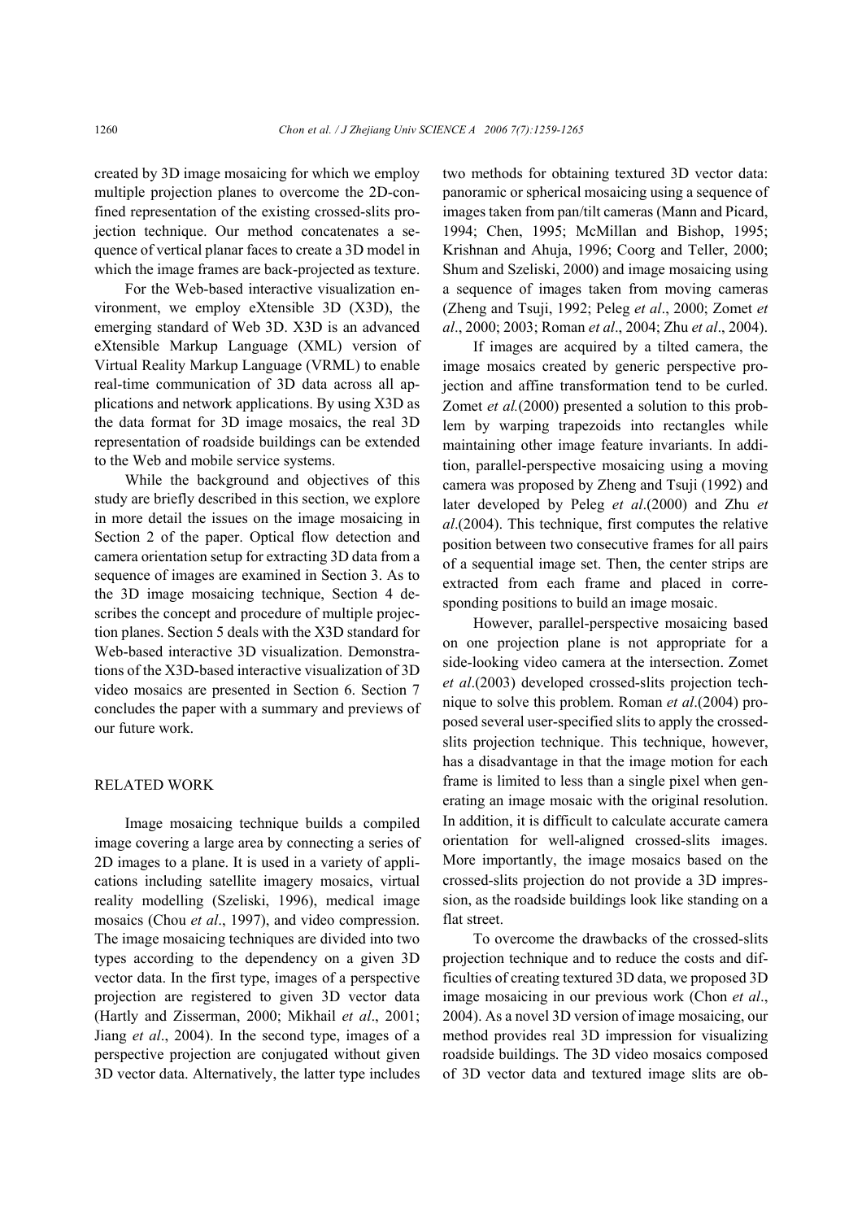created by 3D image mosaicing for which we employ multiple projection planes to overcome the 2D-confined representation of the existing crossed-slits projection technique. Our method concatenates a sequence of vertical planar faces to create a 3D model in which the image frames are back-projected as texture.

For the Web-based interactive visualization environment, we employ eXtensible 3D (X3D), the emerging standard of Web 3D. X3D is an advanced eXtensible Markup Language (XML) version of Virtual Reality Markup Language (VRML) to enable real-time communication of 3D data across all applications and network applications. By using X3D as the data format for 3D image mosaics, the real 3D representation of roadside buildings can be extended to the Web and mobile service systems.

While the background and objectives of this study are briefly described in this section, we explore in more detail the issues on the image mosaicing in Section 2 of the paper. Optical flow detection and camera orientation setup for extracting 3D data from a sequence of images are examined in Section 3. As to the 3D image mosaicing technique, Section 4 describes the concept and procedure of multiple projection planes. Section 5 deals with the X3D standard for Web-based interactive 3D visualization. Demonstrations of the X3D-based interactive visualization of 3D video mosaics are presented in Section 6. Section 7 concludes the paper with a summary and previews of our future work.

## RELATED WORK

Image mosaicing technique builds a compiled image covering a large area by connecting a series of 2D images to a plane. It is used in a variety of applications including satellite imagery mosaics, virtual reality modelling (Szeliski, 1996), medical image mosaics (Chou *et al*., 1997), and video compression. The image mosaicing techniques are divided into two types according to the dependency on a given 3D vector data. In the first type, images of a perspective projection are registered to given 3D vector data (Hartly and Zisserman, 2000; Mikhail *et al*., 2001; Jiang *et al*., 2004). In the second type, images of a perspective projection are conjugated without given 3D vector data. Alternatively, the latter type includes two methods for obtaining textured 3D vector data: panoramic or spherical mosaicing using a sequence of images taken from pan/tilt cameras (Mann and Picard, 1994; Chen, 1995; McMillan and Bishop, 1995; Krishnan and Ahuja, 1996; Coorg and Teller, 2000; Shum and Szeliski, 2000) and image mosaicing using a sequence of images taken from moving cameras (Zheng and Tsuji, 1992; Peleg *et al*., 2000; Zomet *et al*., 2000; 2003; Roman *et al*., 2004; Zhu *et al*., 2004).

If images are acquired by a tilted camera, the image mosaics created by generic perspective projection and affine transformation tend to be curled. Zomet *et al.*(2000) presented a solution to this problem by warping trapezoids into rectangles while maintaining other image feature invariants. In addition, parallel-perspective mosaicing using a moving camera was proposed by Zheng and Tsuji (1992) and later developed by Peleg *et al*.(2000) and Zhu *et al*.(2004). This technique, first computes the relative position between two consecutive frames for all pairs of a sequential image set. Then, the center strips are extracted from each frame and placed in corresponding positions to build an image mosaic.

However, parallel-perspective mosaicing based on one projection plane is not appropriate for a side-looking video camera at the intersection. Zomet *et al*.(2003) developed crossed-slits projection technique to solve this problem. Roman *et al*.(2004) proposed several user-specified slits to apply the crossed-slits projection technique. This technique, however, has a disadvantage in that the image motion for each frame is limited to less than a single pixel when generating an image mosaic with the original resolution. In addition, it is difficult to calculate accurate camera orientation for well-aligned crossed-slits images. More importantly, the image mosaics based on the crossed-slits projection do not provide a 3D impression, as the roadside buildings look like standing on a flat street.

To overcome the drawbacks of the crossed-slits projection technique and to reduce the costs and difficulties of creating textured 3D data, we proposed 3D image mosaicing in our previous work (Chon *et al*., 2004). As a novel 3D version of image mosaicing, our method provides real 3D impression for visualizing roadside buildings. The 3D video mosaics composed of 3D vector data and textured image slits are ob-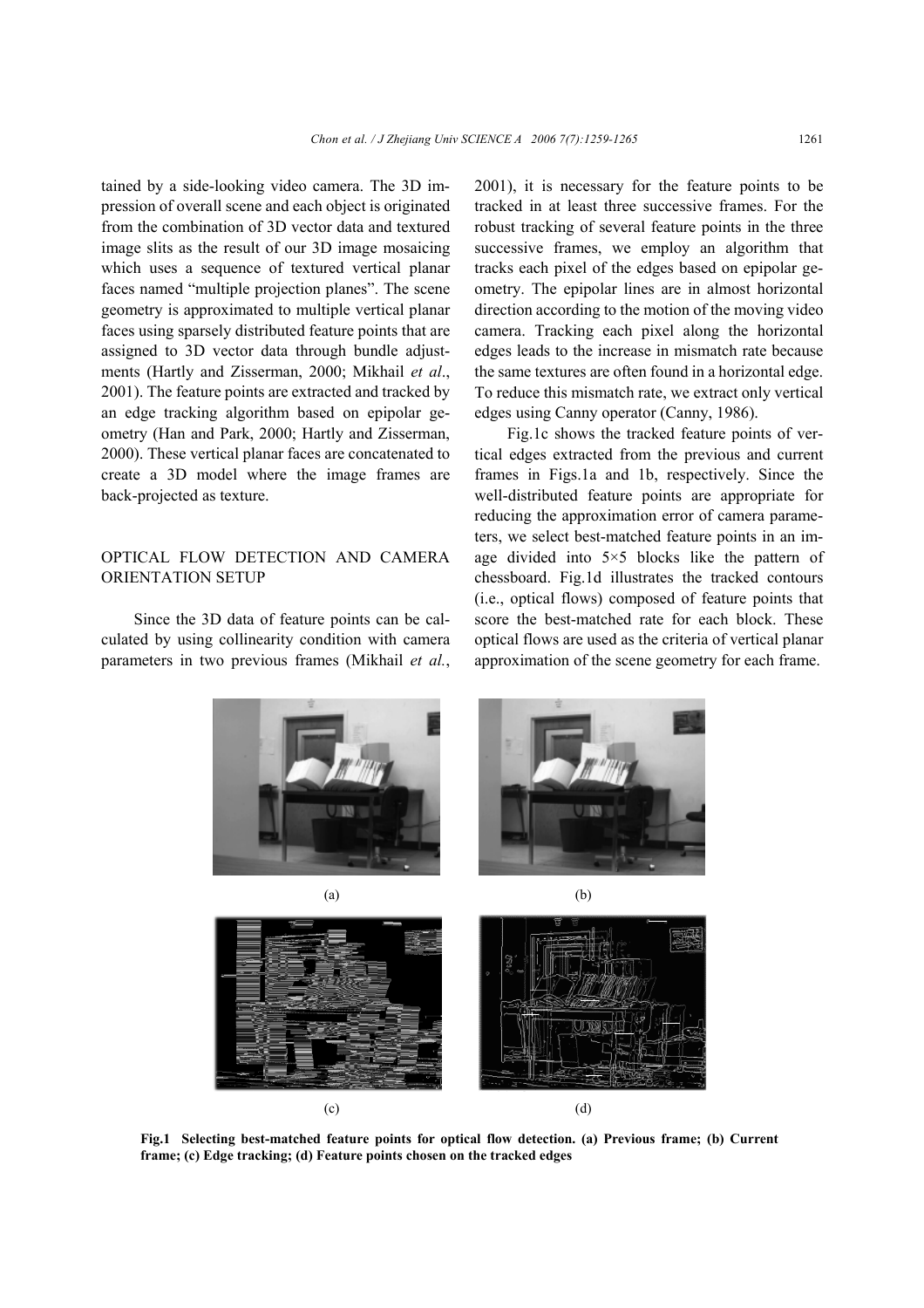tained by a side-looking video camera. The 3D impression of overall scene and each object is originated from the combination of 3D vector data and textured image slits as the result of our 3D image mosaicing which uses a sequence of textured vertical planar faces named "multiple projection planes". The scene geometry is approximated to multiple vertical planar faces using sparsely distributed feature points that are assigned to 3D vector data through bundle adjustments (Hartly and Zisserman, 2000; Mikhail *et al*., 2001). The feature points are extracted and tracked by an edge tracking algorithm based on epipolar geometry (Han and Park, 2000; Hartly and Zisserman, 2000). These vertical planar faces are concatenated to create a 3D model where the image frames are back-projected as texture.

## OPTICAL FLOW DETECTION AND CAMERA ORIENTATION SETUP

Since the 3D data of feature points can be calculated by using collinearity condition with camera parameters in two previous frames (Mikhail *et al.*, 2001), it is necessary for the feature points to be tracked in at least three successive frames. For the robust tracking of several feature points in the three successive frames, we employ an algorithm that tracks each pixel of the edges based on epipolar geometry. The epipolar lines are in almost horizontal direction according to the motion of the moving video camera. Tracking each pixel along the horizontal edges leads to the increase in mismatch rate because the same textures are often found in a horizontal edge. To reduce this mismatch rate, we extract only vertical edges using Canny operator (Canny, 1986).

Fig.1c shows the tracked feature points of vertical edges extracted from the previous and current frames in Figs.1a and 1b, respectively. Since the well-distributed feature points are appropriate for reducing the approximation error of camera parameters, we select best-matched feature points in an image divided into 5×5 blocks like the pattern of chessboard. Fig.1d illustrates the tracked contours (i.e., optical flows) composed of feature points that score the best-matched rate for each block. These optical flows are used as the criteria of vertical planar approximation of the scene geometry for each frame.

(a) (b)

(c) (d)

**Fig.1 Selecting best-matched feature points for optical flow detection. (a) Previous frame; (b) Current frame; (c) Edge tracking; (d) Feature points chosen on the tracked edges**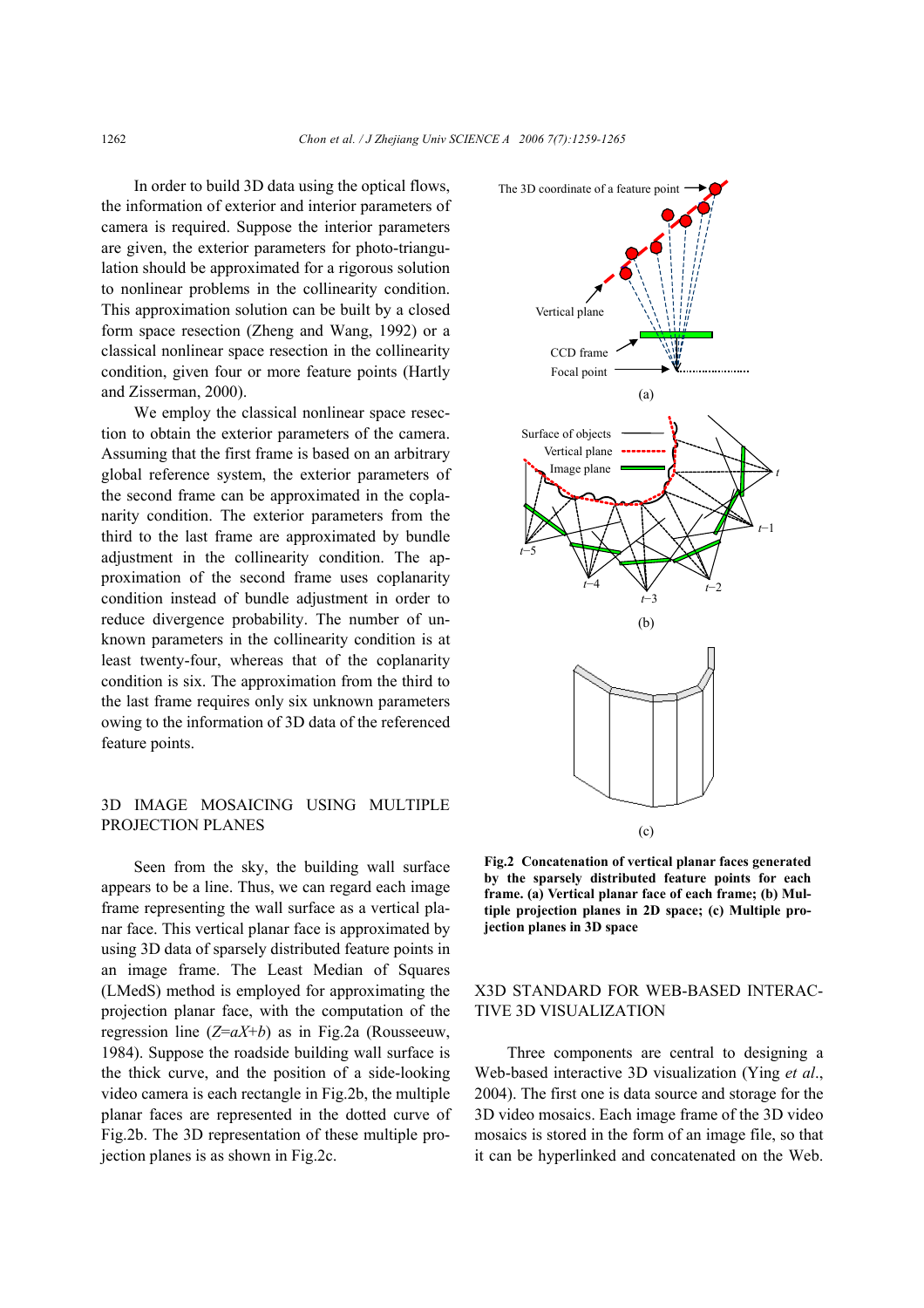In order to build 3D data using the optical flows, the information of exterior and interior parameters of camera is required. Suppose the interior parameters are given, the exterior parameters for photo-triangulation should be approximated for a rigorous solution to nonlinear problems in the collinearity condition. This approximation solution can be built by a closed form space resection (Zheng and Wang, 1992) or a classical nonlinear space resection in the collinearity condition, given four or more feature points (Hartly and Zisserman, 2000).

We employ the classical nonlinear space resection to obtain the exterior parameters of the camera. Assuming that the first frame is based on an arbitrary global reference system, the exterior parameters of the second frame can be approximated in the coplanarity condition. The exterior parameters from the third to the last frame are approximated by bundle adjustment in the collinearity condition. The approximation of the second frame uses coplanarity condition instead of bundle adjustment in order to reduce divergence probability. The number of unknown parameters in the collinearity condition is at least twenty-four, whereas that of the coplanarity condition is six. The approximation from the third to the last frame requires only six unknown parameters owing to the information of 3D data of the referenced feature points.

## 3D IMAGE MOSAICING USING MULTIPLE PROJECTION PLANES

Seen from the sky, the building wall surface appears to be a line. Thus, we can regard each image frame representing the wall surface as a vertical planar face. This vertical planar face is approximated by using 3D data of sparsely distributed feature points in an image frame. The Least Median of Squares (LMedS) method is employed for approximating the projection planar face, with the computation of the regression line ($Z=aX+b$) as in Fig.2a (Rousseeuw, 1984). Suppose the roadside building wall surface is the thick curve, and the position of a side-looking video camera is each rectangle in Fig.2b, the multiple planar faces are represented in the dotted curve of Fig.2b. The 3D representation of these multiple projection planes is as shown in Fig.2c.

**Fig.2 Concatenation of vertical planar faces generated by the sparsely distributed feature points for each frame. (a) Vertical planar face of each frame; (b) Multiple projection planes in 2D space; (c) Multiple projection planes in 3D space**

## X3D STANDARD FOR WEB-BASED INTERACTIVE 3D VISUALIZATION

Three components are central to designing a Web-based interactive 3D visualization (Ying *et al*., 2004). The first one is data source and storage for the 3D video mosaics. Each image frame of the 3D video mosaics is stored in the form of an image file, so that it can be hyperlinked and concatenated on the Web.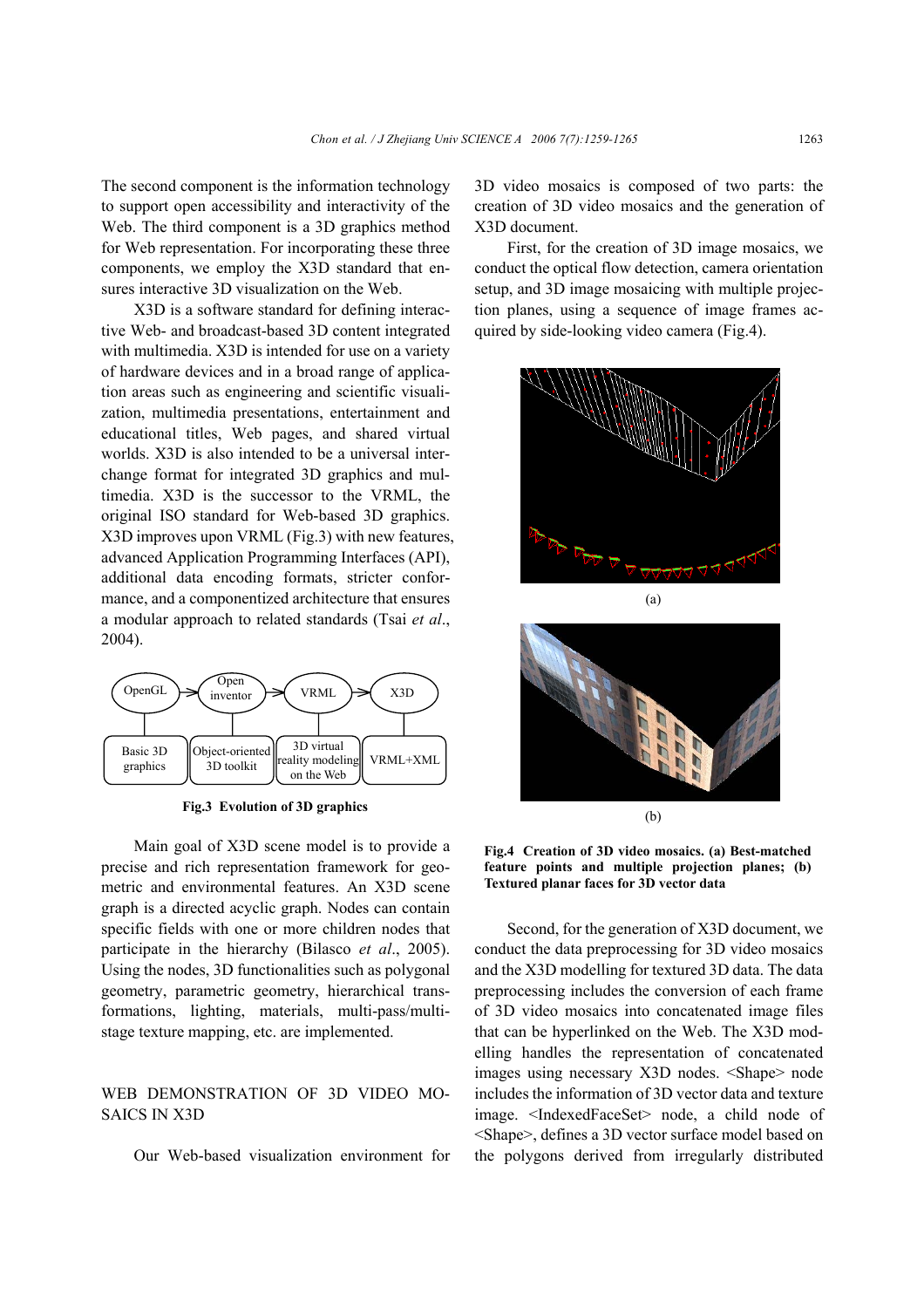The second component is the information technology to support open accessibility and interactivity of the Web. The third component is a 3D graphics method for Web representation. For incorporating these three components, we employ the X3D standard that ensures interactive 3D visualization on the Web.

X3D is a software standard for defining interactive Web- and broadcast-based 3D content integrated with multimedia. X3D is intended for use on a variety of hardware devices and in a broad range of application areas such as engineering and scientific visualization, multimedia presentations, entertainment and educational titles, Web pages, and shared virtual worlds. X3D is also intended to be a universal interchange format for integrated 3D graphics and multimedia. X3D is the successor to the VRML, the original ISO standard for Web-based 3D graphics. X3D improves upon VRML (Fig.3) with new features, advanced Application Programming Interfaces (API), additional data encoding formats, stricter conformance, and a componentized architecture that ensures a modular approach to related standards (Tsai *et al*., 2004).

| OpenGL | Open inventor | VRML | X3D |
|---|---|---|---|
| Basic 3D graphics | Object-oriented 3D toolkit | 3D virtual reality modeling on the Web | VRML+XML |

**Fig.3 Evolution of 3D graphics**

Main goal of X3D scene model is to provide a precise and rich representation framework for geometric and environmental features. An X3D scene graph is a directed acyclic graph. Nodes can contain specific fields with one or more children nodes that participate in the hierarchy (Bilasco *et al*., 2005). Using the nodes, 3D functionalities such as polygonal geometry, parametric geometry, hierarchical transformations, lighting, materials, multi-pass/multi-stage texture mapping, etc. are implemented.

## WEB DEMONSTRATION OF 3D VIDEO MOSAICS IN X3D

Our Web-based visualization environment for 3D video mosaics is composed of two parts: the creation of 3D video mosaics and the generation of X3D document.

First, for the creation of 3D image mosaics, we conduct the optical flow detection, camera orientation setup, and 3D image mosaicing with multiple projection planes, using a sequence of image frames acquired by side-looking video camera (Fig.4).

(a)

(b)

**Fig.4 Creation of 3D video mosaics. (a) Best-matched feature points and multiple projection planes; (b) Textured planar faces for 3D vector data**

Second, for the generation of X3D document, we conduct the data preprocessing for 3D video mosaics and the X3D modelling for textured 3D data. The data preprocessing includes the conversion of each frame of 3D video mosaics into concatenated image files that can be hyperlinked on the Web. The X3D modelling handles the representation of concatenated images using necessary X3D nodes. <Shape> node includes the information of 3D vector data and texture image. <IndexedFaceSet> node, a child node of <Shape>, defines a 3D vector surface model based on the polygons derived from irregularly distributed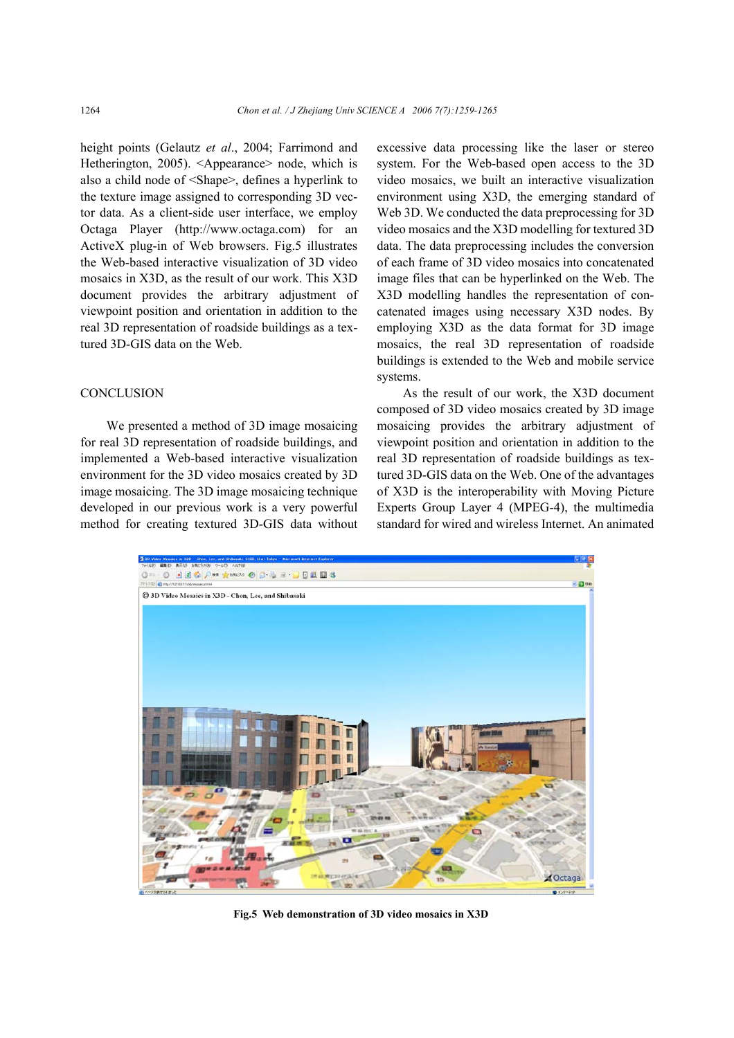height points (Gelautz *et al*., 2004; Farrimond and Hetherington, 2005). <Appearance> node, which is also a child node of <Shape>, defines a hyperlink to the texture image assigned to corresponding 3D vector data. As a client-side user interface, we employ Octaga Player (http://www.octaga.com) for an ActiveX plug-in of Web browsers. Fig.5 illustrates the Web-based interactive visualization of 3D video mosaics in X3D, as the result of our work. This X3D document provides the arbitrary adjustment of viewpoint position and orientation in addition to the real 3D representation of roadside buildings as a textured 3D-GIS data on the Web.

## CONCLUSION

We presented a method of 3D image mosaicing for real 3D representation of roadside buildings, and implemented a Web-based interactive visualization environment for the 3D video mosaics created by 3D image mosaicing. The 3D image mosaicing technique developed in our previous work is a very powerful method for creating textured 3D-GIS data without excessive data processing like the laser or stereo system. For the Web-based open access to the 3D video mosaics, we built an interactive visualization environment using X3D, the emerging standard of Web 3D. We conducted the data preprocessing for 3D video mosaics and the X3D modelling for textured 3D data. The data preprocessing includes the conversion of each frame of 3D video mosaics into concatenated image files that can be hyperlinked on the Web. The X3D modelling handles the representation of concatenated images using necessary X3D nodes. By employing X3D as the data format for 3D image mosaics, the real 3D representation of roadside buildings is extended to the Web and mobile service systems.

As the result of our work, the X3D document composed of 3D video mosaics created by 3D image mosaicing provides the arbitrary adjustment of viewpoint position and orientation in addition to the real 3D representation of roadside buildings as textured 3D-GIS data on the Web. One of the advantages of X3D is the interoperability with Moving Picture Experts Group Layer 4 (MPEG-4), the multimedia standard for wired and wireless Internet. An animated

**Fig.5 Web demonstration of 3D video mosaics in X3D**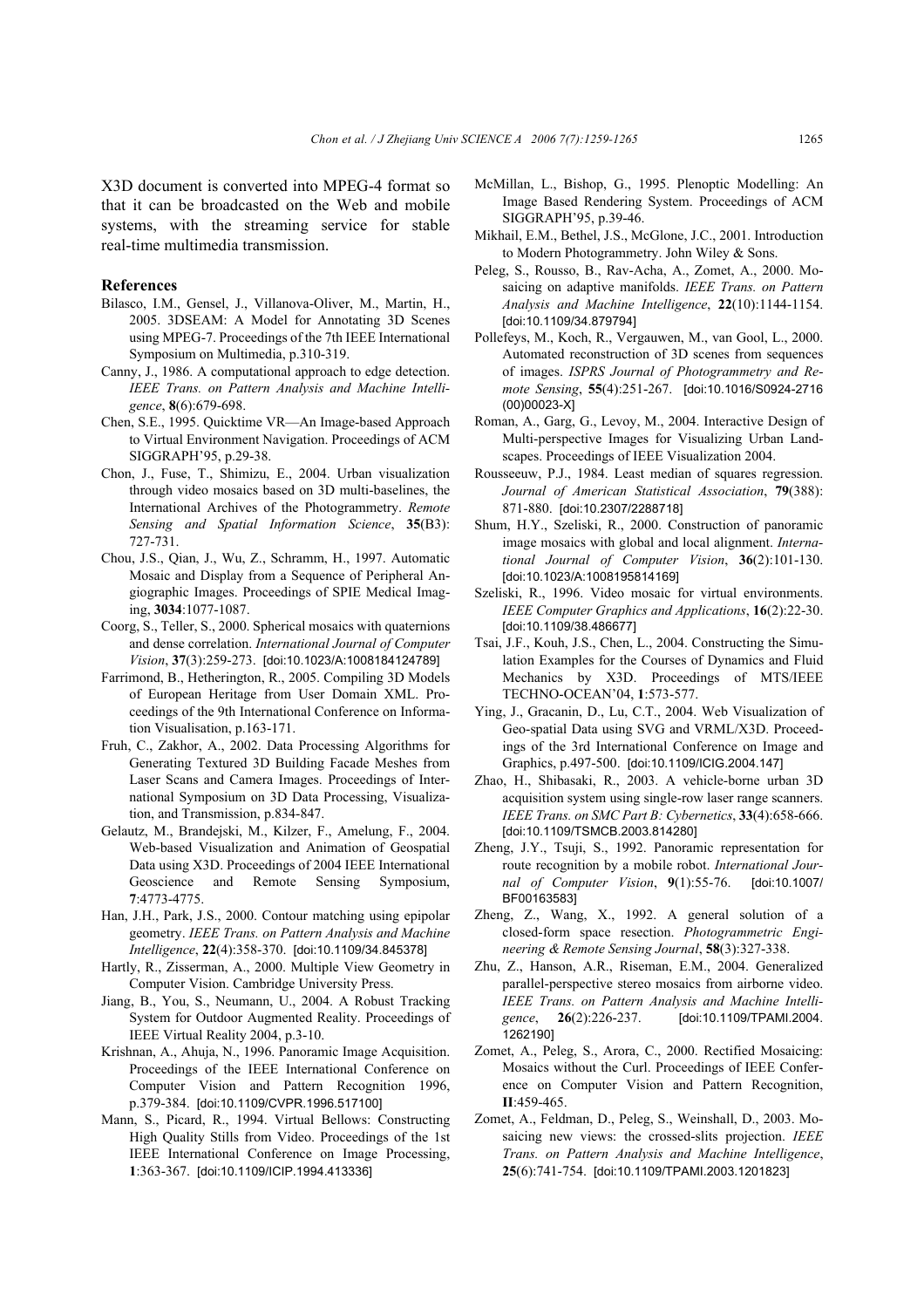X3D document is converted into MPEG-4 format so that it can be broadcasted on the Web and mobile systems, with the streaming service for stable real-time multimedia transmission.

## References

Bilasco, I.M., Gensel, J., Villanova-Oliver, M., Martin, H., 2005. 3DSEAM: A Model for Annotating 3D Scenes using MPEG-7. Proceedings of the 7th IEEE International Symposium on Multimedia, p.310-319.

Canny, J., 1986. A computational approach to edge detection. *IEEE Trans. on Pattern Analysis and Machine Intelligence*, **8**(6):679-698.

Chen, S.E., 1995. Quicktime VR—An Image-based Approach to Virtual Environment Navigation. Proceedings of ACM SIGGRAPH'95, p.29-38.

Chon, J., Fuse, T., Shimizu, E., 2004. Urban visualization through video mosaics based on 3D multi-baselines, the International Archives of the Photogrammetry. *Remote Sensing and Spatial Information Science*, **35**(B3): 727-731.

Chou, J.S., Qian, J., Wu, Z., Schramm, H., 1997. Automatic Mosaic and Display from a Sequence of Peripheral Angiographic Images. Proceedings of SPIE Medical Imaging, **3034**:1077-1087.

Coorg, S., Teller, S., 2000. Spherical mosaics with quaternions and dense correlation. *International Journal of Computer Vision*, **37**(3):259-273. [doi:10.1023/A:1008184124789]

Farrimond, B., Hetherington, R., 2005. Compiling 3D Models of European Heritage from User Domain XML. Proceedings of the 9th International Conference on Information Visualisation, p.163-171.

Fruh, C., Zakhor, A., 2002. Data Processing Algorithms for Generating Textured 3D Building Facade Meshes from Laser Scans and Camera Images. Proceedings of International Symposium on 3D Data Processing, Visualization, and Transmission, p.834-847.

Gelautz, M., Brandejski, M., Kilzer, F., Amelung, F., 2004. Web-based Visualization and Animation of Geospatial Data using X3D. Proceedings of 2004 IEEE International Geoscience and Remote Sensing Symposium, **7**:4773-4775.

Han, J.H., Park, J.S., 2000. Contour matching using epipolar geometry. *IEEE Trans. on Pattern Analysis and Machine Intelligence*, **22**(4):358-370. [doi:10.1109/34.845378]

Hartly, R., Zisserman, A., 2000. Multiple View Geometry in Computer Vision. Cambridge University Press.

Jiang, B., You, S., Neumann, U., 2004. A Robust Tracking System for Outdoor Augmented Reality. Proceedings of IEEE Virtual Reality 2004, p.3-10.

Krishnan, A., Ahuja, N., 1996. Panoramic Image Acquisition. Proceedings of the IEEE International Conference on Computer Vision and Pattern Recognition 1996, p.379-384. [doi:10.1109/CVPR.1996.517100]

Mann, S., Picard, R., 1994. Virtual Bellows: Constructing High Quality Stills from Video. Proceedings of the 1st IEEE International Conference on Image Processing, **1**:363-367. [doi:10.1109/ICIP.1994.413336]

McMillan, L., Bishop, G., 1995. Plenoptic Modelling: An Image Based Rendering System. Proceedings of ACM SIGGRAPH'95, p.39-46.

Mikhail, E.M., Bethel, J.S., McGlone, J.C., 2001. Introduction to Modern Photogrammetry. John Wiley & Sons.

Peleg, S., Rousso, B., Rav-Acha, A., Zomet, A., 2000. Mosaicing on adaptive manifolds. *IEEE Trans. on Pattern Analysis and Machine Intelligence*, **22**(10):1144-1154. [doi:10.1109/34.879794]

Pollefeys, M., Koch, R., Vergauwen, M., van Gool, L., 2000. Automated reconstruction of 3D scenes from sequences of images. *ISPRS Journal of Photogrammetry and Remote Sensing*, **55**(4):251-267. [doi:10.1016/S0924-2716(00)00023-X]

Roman, A., Garg, G., Levoy, M., 2004. Interactive Design of Multi-perspective Images for Visualizing Urban Landscapes. Proceedings of IEEE Visualization 2004.

Rousseeuw, P.J., 1984. Least median of squares regression. *Journal of American Statistical Association*, **79**(388): 871-880. [doi:10.2307/2288718]

Shum, H.Y., Szeliski, R., 2000. Construction of panoramic image mosaics with global and local alignment. *International Journal of Computer Vision*, **36**(2):101-130. [doi:10.1023/A:1008195814169]

Szeliski, R., 1996. Video mosaic for virtual environments. *IEEE Computer Graphics and Applications*, **16**(2):22-30. [doi:10.1109/38.486677]

Tsai, J.F., Kouh, J.S., Chen, L., 2004. Constructing the Simulation Examples for the Courses of Dynamics and Fluid Mechanics by X3D. Proceedings of MTS/IEEE TECHNO-OCEAN'04, **1**:573-577.

Ying, J., Gracanin, D., Lu, C.T., 2004. Web Visualization of Geo-spatial Data using SVG and VRML/X3D. Proceedings of the 3rd International Conference on Image and Graphics, p.497-500. [doi:10.1109/ICIG.2004.147]

Zhao, H., Shibasaki, R., 2003. A vehicle-borne urban 3D acquisition system using single-row laser range scanners. *IEEE Trans. on SMC Part B: Cybernetics*, **33**(4):658-666. [doi:10.1109/TSMCB.2003.814280]

Zheng, J.Y., Tsuji, S., 1992. Panoramic representation for route recognition by a mobile robot. *International Journal of Computer Vision*, **9**(1):55-76. [doi:10.1007/BF00163583]

Zheng, Z., Wang, X., 1992. A general solution of a closed-form space resection. *Photogrammetric Engineering & Remote Sensing Journal*, **58**(3):327-338.

Zhu, Z., Hanson, A.R., Riseman, E.M., 2004. Generalized parallel-perspective stereo mosaics from airborne video. *IEEE Trans. on Pattern Analysis and Machine Intelligence*, **26**(2):226-237. [doi:10.1109/TPAMI.2004.1262190]

Zomet, A., Peleg, S., Arora, C., 2000. Rectified Mosaicing: Mosaics without the Curl. Proceedings of IEEE Conference on Computer Vision and Pattern Recognition, **II**:459-465.

Zomet, A., Feldman, D., Peleg, S., Weinshall, D., 2003. Mosaicing new views: the crossed-slits projection. *IEEE Trans. on Pattern Analysis and Machine Intelligence*, **25**(6):741-754. [doi:10.1109/TPAMI.2003.1201823]